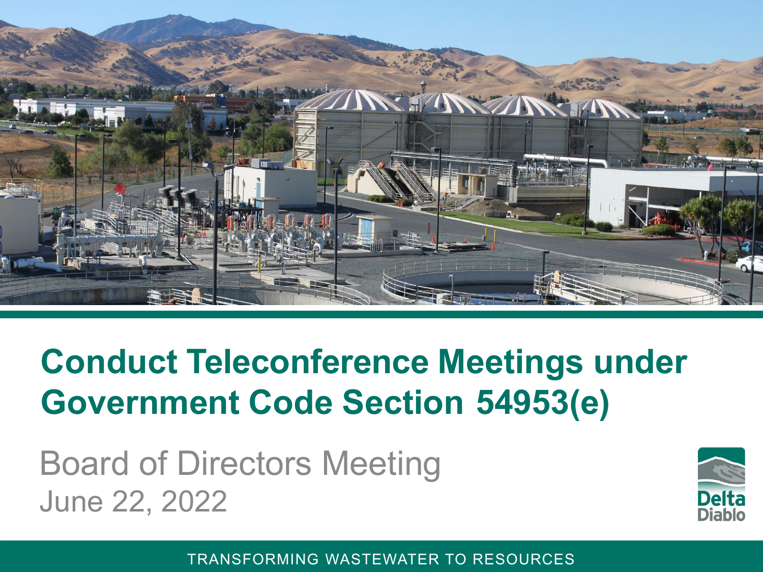# Conduct Teleconference Meetings under Government Code Section 54953(e)

Board of Directors Meeting

June 22, 2022

Delta Diablo

TRANSFORMING WASTEWATER TO RESOURCES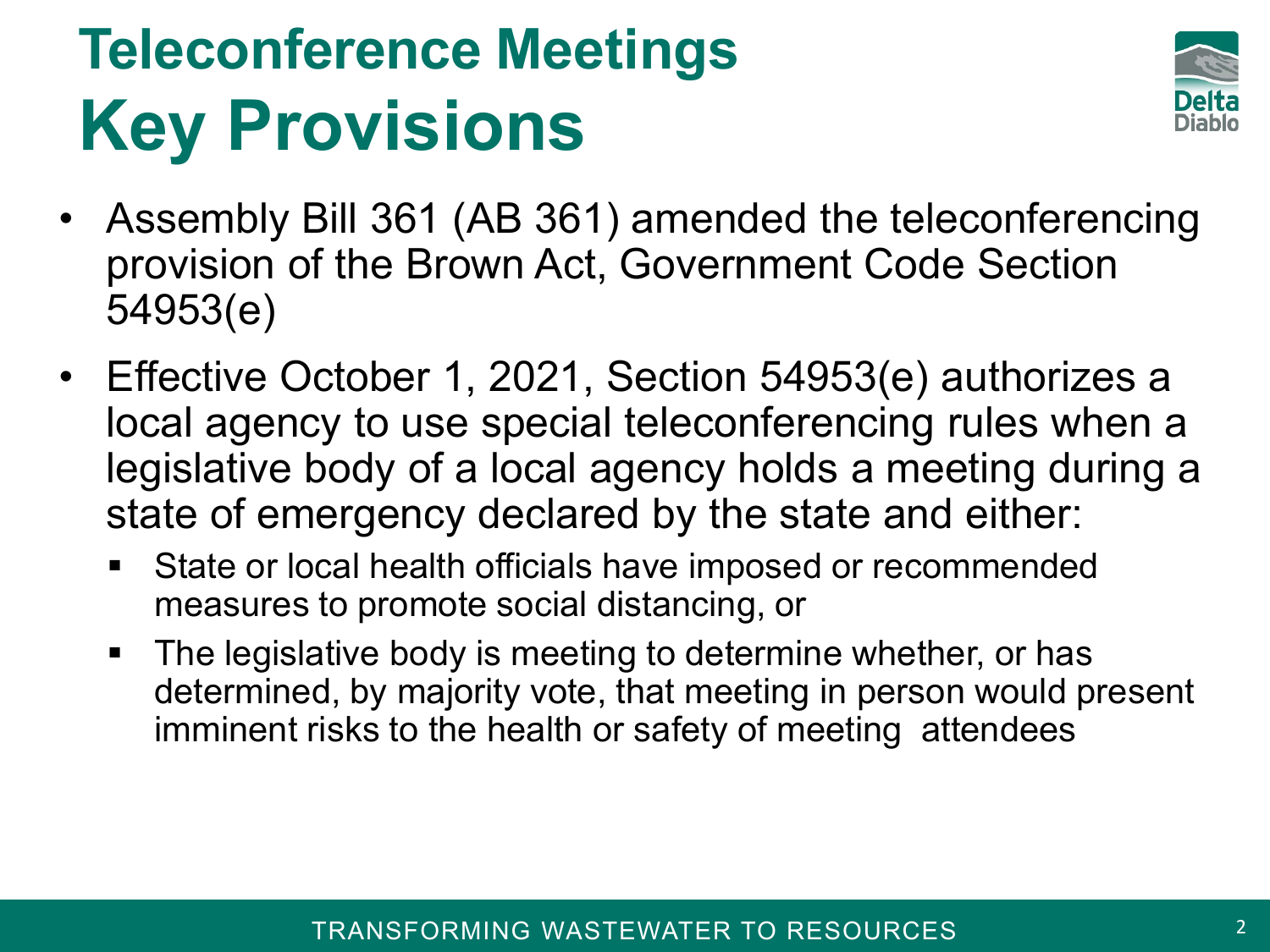# Teleconference Meetings
# Key Provisions

- Assembly Bill 361 (AB 361) amended the teleconferencing provision of the Brown Act, Government Code Section 54953(e)
- Effective October 1, 2021, Section 54953(e) authorizes a local agency to use special teleconferencing rules when a legislative body of a local agency holds a meeting during a state of emergency declared by the state and either:
  - State or local health officials have imposed or recommended measures to promote social distancing, or
  - The legislative body is meeting to determine whether, or has determined, by majority vote, that meeting in person would present imminent risks to the health or safety of meeting attendees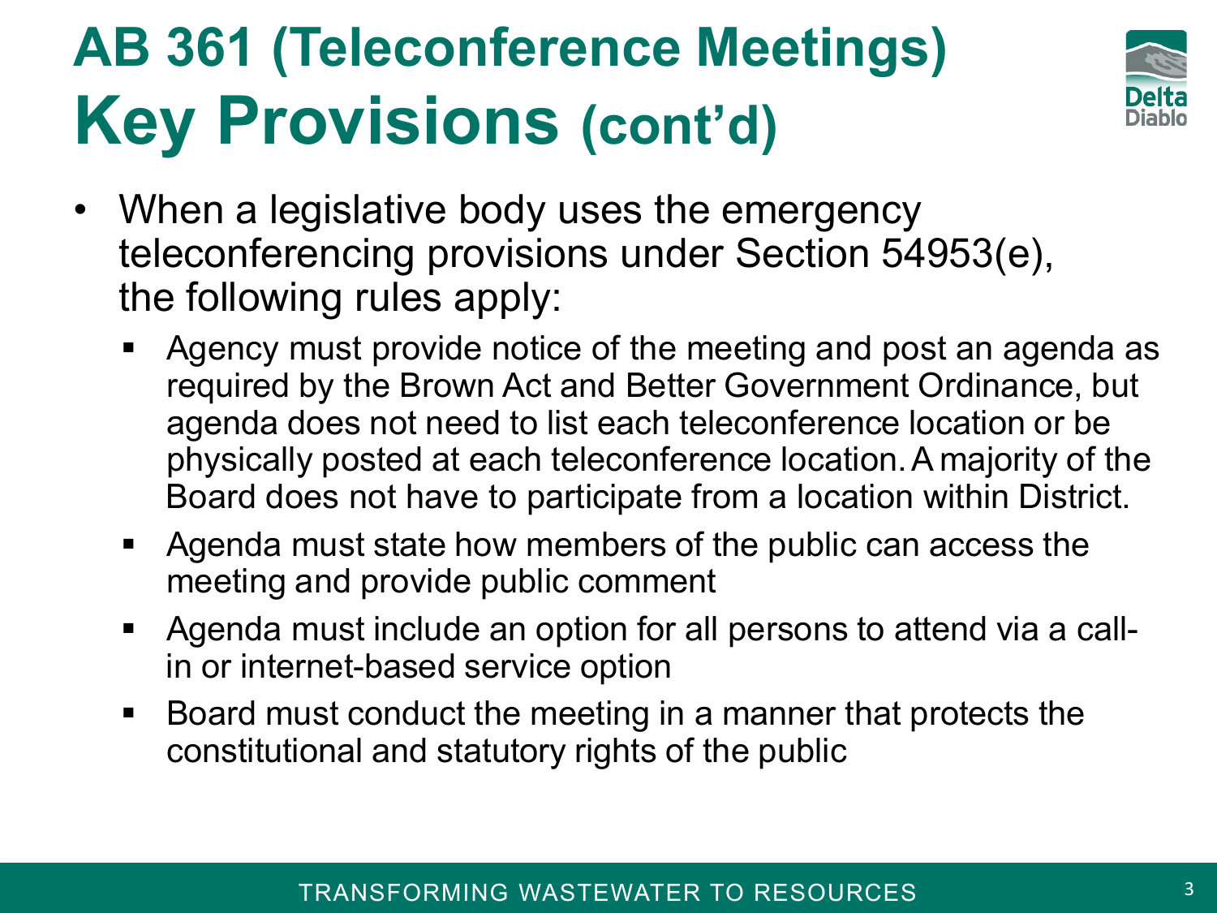# AB 361 (Teleconference Meetings) Key Provisions (cont'd)

- When a legislative body uses the emergency teleconferencing provisions under Section 54953(e), the following rules apply:
  - Agency must provide notice of the meeting and post an agenda as required by the Brown Act and Better Government Ordinance, but agenda does not need to list each teleconference location or be physically posted at each teleconference location. A majority of the Board does not have to participate from a location within District.
  - Agenda must state how members of the public can access the meeting and provide public comment
  - Agenda must include an option for all persons to attend via a call-in or internet-based service option
  - Board must conduct the meeting in a manner that protects the constitutional and statutory rights of the public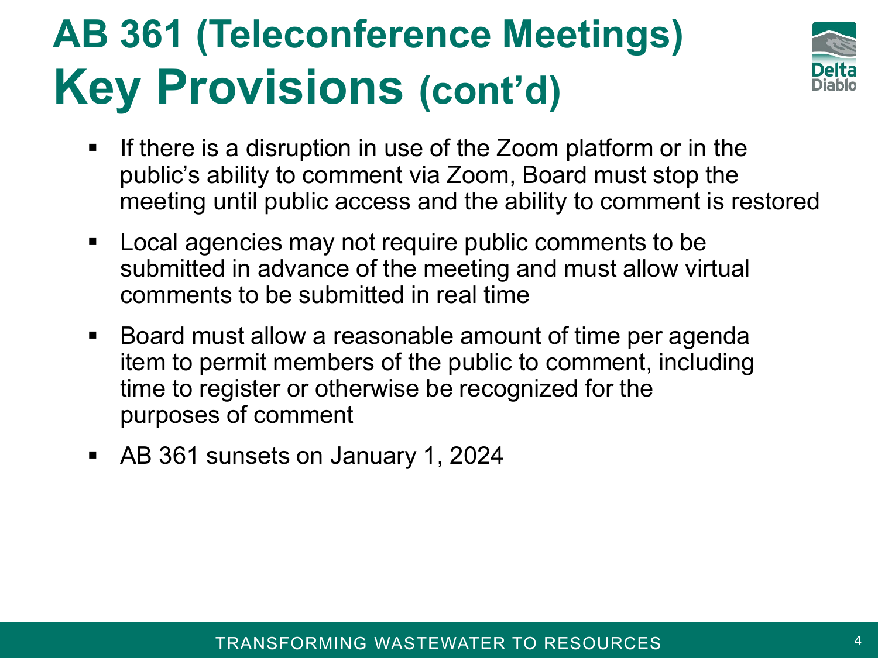# AB 361 (Teleconference Meetings) Key Provisions (cont'd)

- If there is a disruption in use of the Zoom platform or in the public's ability to comment via Zoom, Board must stop the meeting until public access and the ability to comment is restored
- Local agencies may not require public comments to be submitted in advance of the meeting and must allow virtual comments to be submitted in real time
- Board must allow a reasonable amount of time per agenda item to permit members of the public to comment, including time to register or otherwise be recognized for the purposes of comment
- AB 361 sunsets on January 1, 2024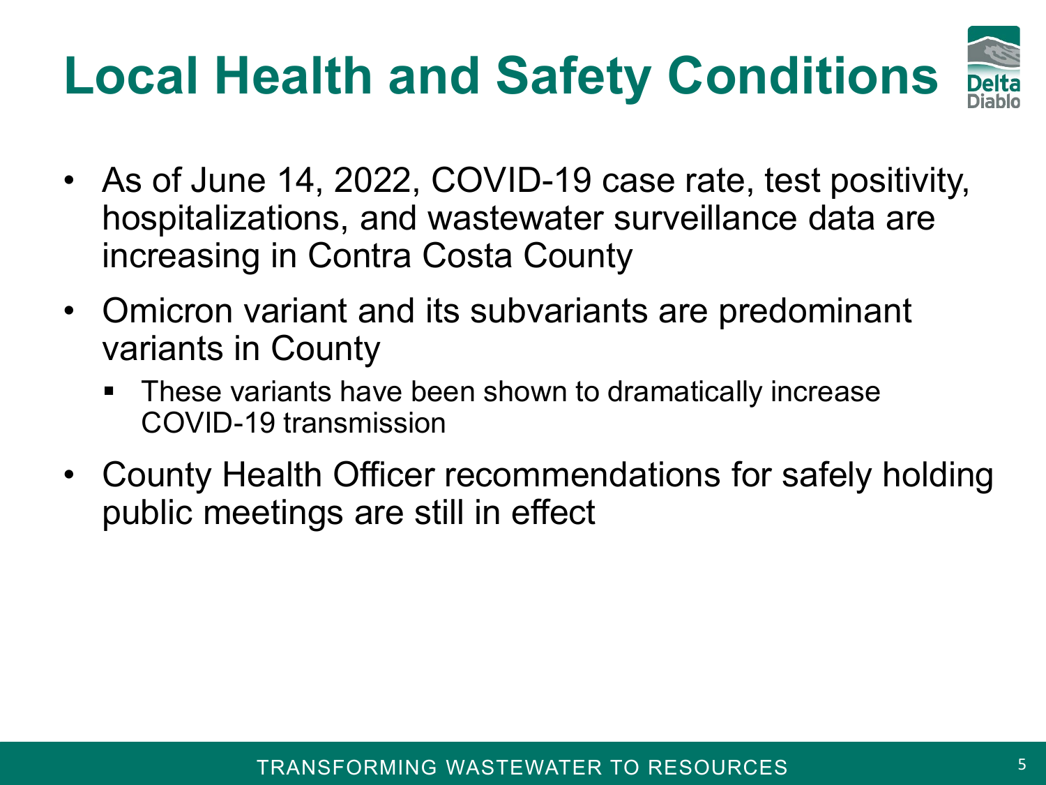# Local Health and Safety Conditions

- As of June 14, 2022, COVID-19 case rate, test positivity, hospitalizations, and wastewater surveillance data are increasing in Contra Costa County
- Omicron variant and its subvariants are predominant variants in County
  - These variants have been shown to dramatically increase COVID-19 transmission
- County Health Officer recommendations for safely holding public meetings are still in effect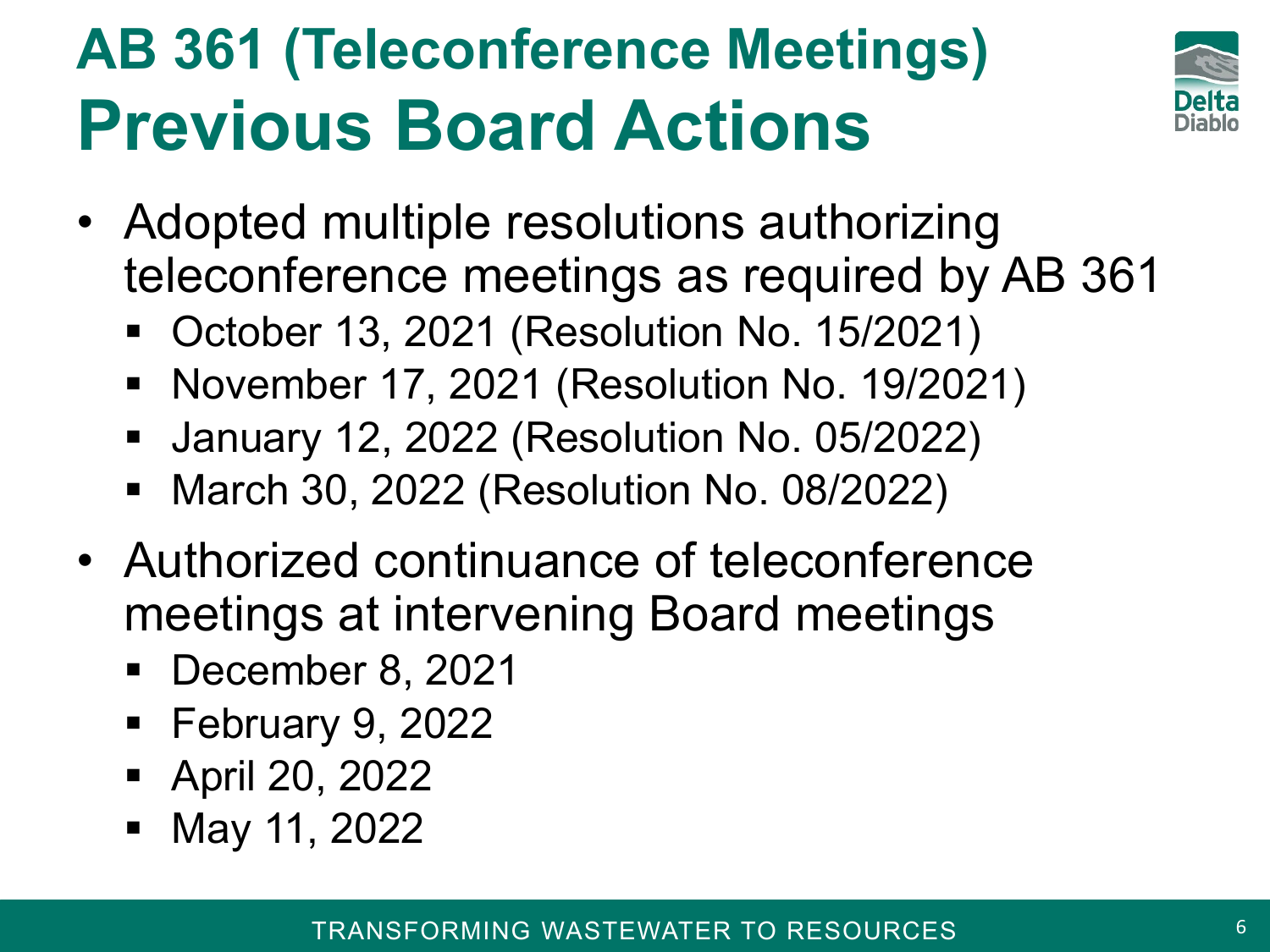# AB 361 (Teleconference Meetings)
# Previous Board Actions

- Adopted multiple resolutions authorizing teleconference meetings as required by AB 361
  - October 13, 2021 (Resolution No. 15/2021)
  - November 17, 2021 (Resolution No. 19/2021)
  - January 12, 2022 (Resolution No. 05/2022)
  - March 30, 2022 (Resolution No. 08/2022)
- Authorized continuance of teleconference meetings at intervening Board meetings
  - December 8, 2021
  - February 9, 2022
  - April 20, 2022
  - May 11, 2022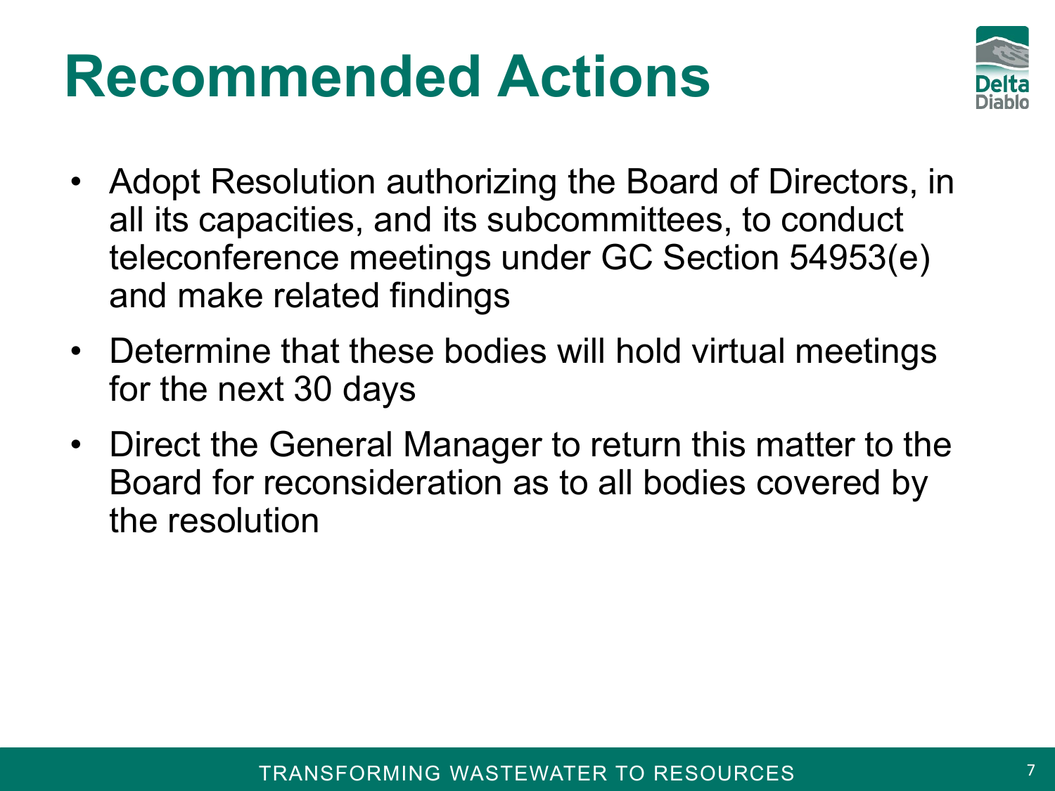# Recommended Actions

- Adopt Resolution authorizing the Board of Directors, in all its capacities, and its subcommittees, to conduct teleconference meetings under GC Section 54953(e) and make related findings
- Determine that these bodies will hold virtual meetings for the next 30 days
- Direct the General Manager to return this matter to the Board for reconsideration as to all bodies covered by the resolution